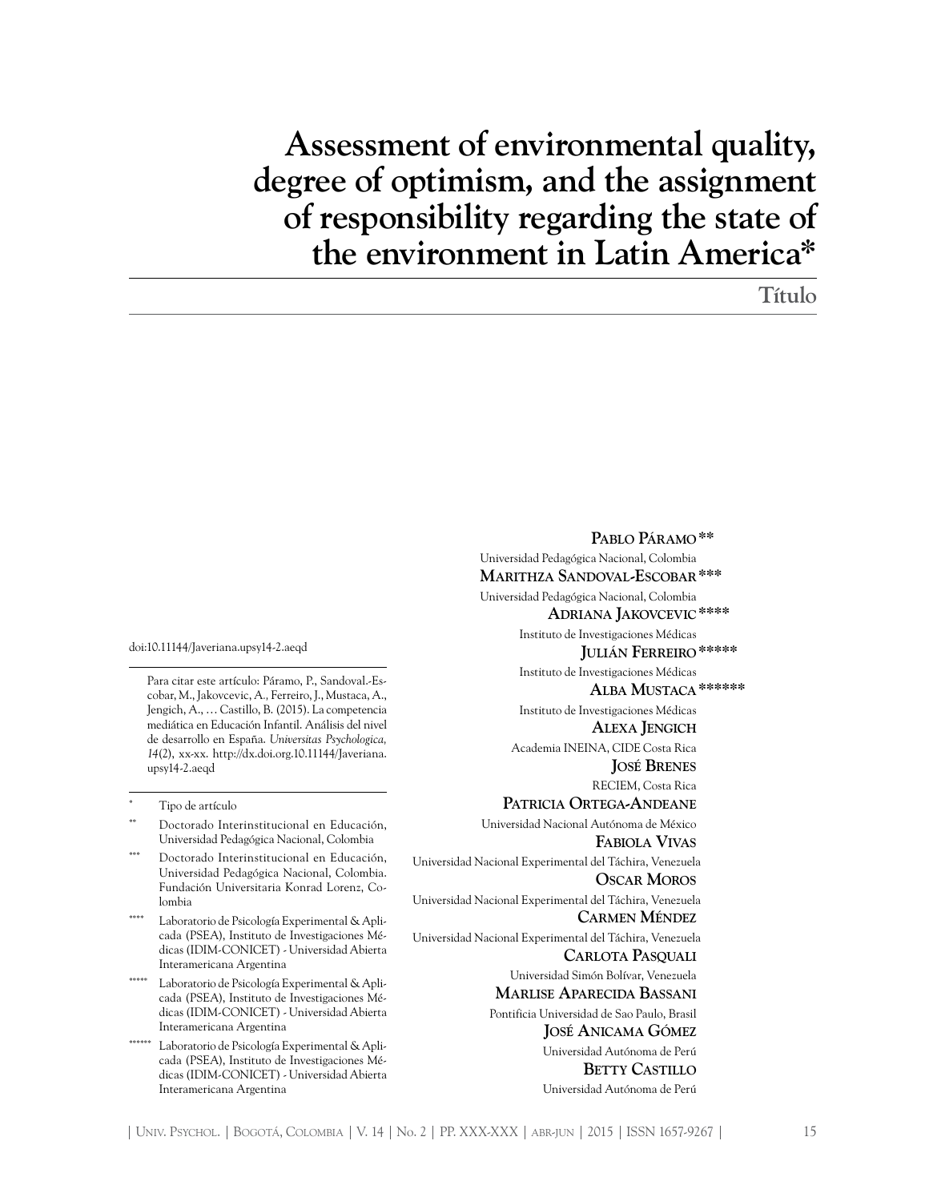# Assessment of environmental quality, degree of optimism, and the assignment of responsibility regarding the state of the environment in Latin America*

## Título

**Pablo Páramo** **

Universidad Pedagógica Nacional, Colombia

**Marithza Sandoval-Escobar** ***

Universidad Pedagógica Nacional, Colombia

**Adriana Jakovcevic** ****

Instituto de Investigaciones Médicas

**Julián Ferreiro** *****

Instituto de Investigaciones Médicas

**Alba Mustaca** ******

Instituto de Investigaciones Médicas

**Alexa Jengich**

Academia INEINA, CIDE Costa Rica

**José Brenes**

RECIEM, Costa Rica

**Patricia Ortega-Andeane**

Universidad Nacional Autónoma de México

**Fabiola Vivas**

Universidad Nacional Experimental del Táchira, Venezuela

**Oscar Moros**

Universidad Nacional Experimental del Táchira, Venezuela

**Carmen Méndez**

Universidad Nacional Experimental del Táchira, Venezuela

**Carlota Pasquali**

Universidad Simón Bolívar, Venezuela

**Marlise Aparecida Bassani**

Pontificia Universidad de Sao Paulo, Brasil

**José Anicama Gómez**

Universidad Autónoma de Perú

**Betty Castillo**

Universidad Autónoma de Perú

doi:10.11144/Javeriana.upsy14-2.aeqd

Para citar este artículo: Páramo, P., Sandoval.-Escobar, M., Jakovcevic, A., Ferreiro, J., Mustaca, A., Jengich, A., … Castillo, B. (2015). La competencia mediática en Educación Infantil. Análisis del nivel de desarrollo en España. *Universitas Psychologica, 14*(2), xx-xx. http://dx.doi.org.10.11144/Javeriana.upsy14-2.aeqd

\* Tipo de artículo

\** Doctorado Interinstitucional en Educación, Universidad Pedagógica Nacional, Colombia

\*** Doctorado Interinstitucional en Educación, Universidad Pedagógica Nacional, Colombia. Fundación Universitaria Konrad Lorenz, Colombia

\**** Laboratorio de Psicología Experimental & Aplicada (PSEA), Instituto de Investigaciones Médicas (IDIM-CONICET) - Universidad Abierta Interamericana Argentina

\***** Laboratorio de Psicología Experimental & Aplicada (PSEA), Instituto de Investigaciones Médicas (IDIM-CONICET) - Universidad Abierta Interamericana Argentina

\****** Laboratorio de Psicología Experimental & Aplicada (PSEA), Instituto de Investigaciones Médicas (IDIM-CONICET) - Universidad Abierta Interamericana Argentina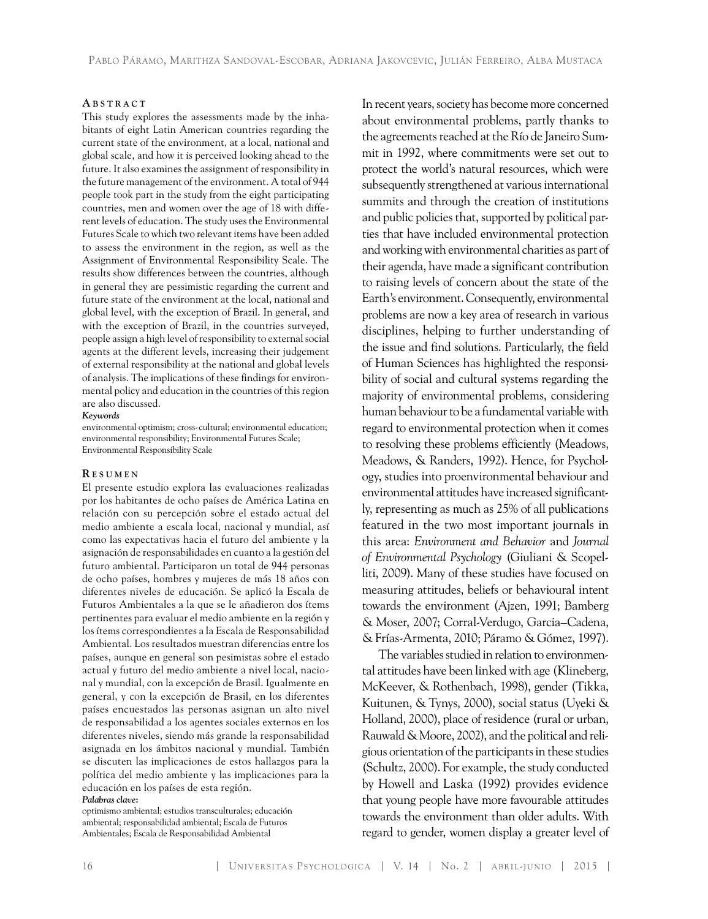## Abstract

This study explores the assessments made by the inhabitants of eight Latin American countries regarding the current state of the environment, at a local, national and global scale, and how it is perceived looking ahead to the future. It also examines the assignment of responsibility in the future management of the environment. A total of 944 people took part in the study from the eight participating countries, men and women over the age of 18 with different levels of education. The study uses the Environmental Futures Scale to which two relevant items have been added to assess the environment in the region, as well as the Assignment of Environmental Responsibility Scale. The results show differences between the countries, although in general they are pessimistic regarding the current and future state of the environment at the local, national and global level, with the exception of Brazil. In general, and with the exception of Brazil, in the countries surveyed, people assign a high level of responsibility to external social agents at the different levels, increasing their judgement of external responsibility at the national and global levels of analysis. The implications of these findings for environmental policy and education in the countries of this region are also discussed.

***Keywords***

environmental optimism; cross-cultural; environmental education; environmental responsibility; Environmental Futures Scale; Environmental Responsibility Scale

## Resumen

El presente estudio explora las evaluaciones realizadas por los habitantes de ocho países de América Latina en relación con su percepción sobre el estado actual del medio ambiente a escala local, nacional y mundial, así como las expectativas hacia el futuro del ambiente y la asignación de responsabilidades en cuanto a la gestión del futuro ambiental. Participaron un total de 944 personas de ocho países, hombres y mujeres de más 18 años con diferentes niveles de educación. Se aplicó la Escala de Futuros Ambientales a la que se le añadieron dos ítems pertinentes para evaluar el medio ambiente en la región y los ítems correspondientes a la Escala de Responsabilidad Ambiental. Los resultados muestran diferencias entre los países, aunque en general son pesimistas sobre el estado actual y futuro del medio ambiente a nivel local, nacional y mundial, con la excepción de Brasil. Igualmente en general, y con la excepción de Brasil, en los diferentes países encuestados las personas asignan un alto nivel de responsabilidad a los agentes sociales externos en los diferentes niveles, siendo más grande la responsabilidad asignada en los ámbitos nacional y mundial. También se discuten las implicaciones de estos hallazgos para la política del medio ambiente y las implicaciones para la educación en los países de esta región.

***Palabras clave*:**

optimismo ambiental; estudios transculturales; educación ambiental; responsabilidad ambiental; Escala de Futuros Ambientales; Escala de Responsabilidad Ambiental

In recent years, society has become more concerned about environmental problems, partly thanks to the agreements reached at the Río de Janeiro Summit in 1992, where commitments were set out to protect the world's natural resources, which were subsequently strengthened at various international summits and through the creation of institutions and public policies that, supported by political parties that have included environmental protection and working with environmental charities as part of their agenda, have made a significant contribution to raising levels of concern about the state of the Earth's environment. Consequently, environmental problems are now a key area of research in various disciplines, helping to further understanding of the issue and find solutions. Particularly, the field of Human Sciences has highlighted the responsibility of social and cultural systems regarding the majority of environmental problems, considering human behaviour to be a fundamental variable with regard to environmental protection when it comes to resolving these problems efficiently (Meadows, Meadows, & Randers, 1992). Hence, for Psychology, studies into proenvironmental behaviour and environmental attitudes have increased significantly, representing as much as 25% of all publications featured in the two most important journals in this area: *Environment and Behavior* and *Journal of Environmental Psychology* (Giuliani & Scopelliti, 2009). Many of these studies have focused on measuring attitudes, beliefs or behavioural intent towards the environment (Ajzen, 1991; Bamberg & Moser, 2007; Corral-Verdugo, Garcia–Cadena, & Frías-Armenta, 2010; Páramo & Gómez, 1997).

The variables studied in relation to environmental attitudes have been linked with age (Klineberg, McKeever, & Rothenbach, 1998), gender (Tikka, Kuitunen, & Tynys, 2000), social status (Uyeki & Holland, 2000), place of residence (rural or urban, Rauwald & Moore, 2002), and the political and religious orientation of the participants in these studies (Schultz, 2000). For example, the study conducted by Howell and Laska (1992) provides evidence that young people have more favourable attitudes towards the environment than older adults. With regard to gender, women display a greater level of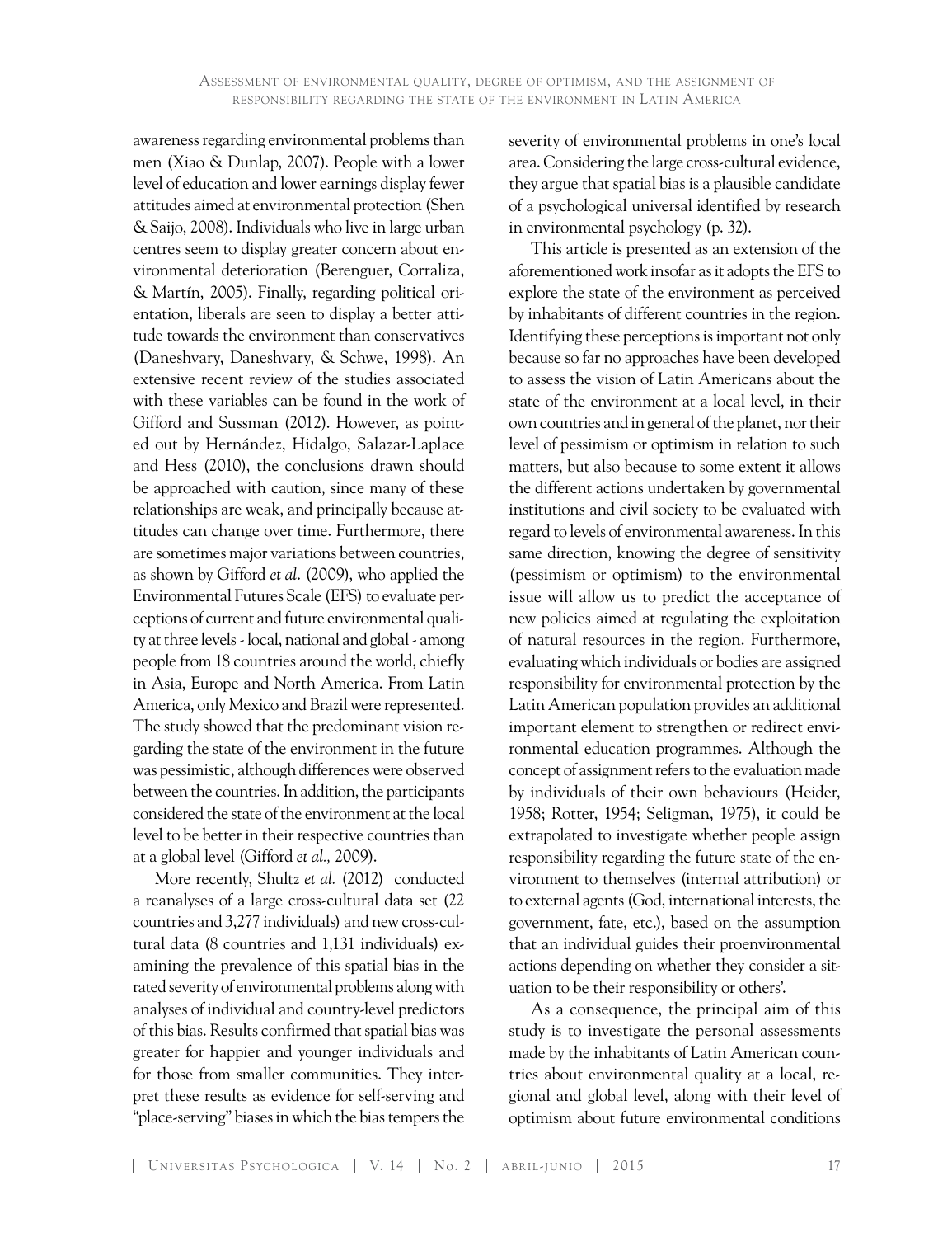awareness regarding environmental problems than men (Xiao & Dunlap, 2007). People with a lower level of education and lower earnings display fewer attitudes aimed at environmental protection (Shen & Saijo, 2008). Individuals who live in large urban centres seem to display greater concern about environmental deterioration (Berenguer, Corraliza, & Martín, 2005). Finally, regarding political orientation, liberals are seen to display a better attitude towards the environment than conservatives (Daneshvary, Daneshvary, & Schwe, 1998). An extensive recent review of the studies associated with these variables can be found in the work of Gifford and Sussman (2012). However, as pointed out by Hernández, Hidalgo, Salazar-Laplace and Hess (2010), the conclusions drawn should be approached with caution, since many of these relationships are weak, and principally because attitudes can change over time. Furthermore, there are sometimes major variations between countries, as shown by Gifford *et al*. (2009), who applied the Environmental Futures Scale (EFS) to evaluate perceptions of current and future environmental quality at three levels - local, national and global - among people from 18 countries around the world, chiefly in Asia, Europe and North America. From Latin America, only Mexico and Brazil were represented. The study showed that the predominant vision regarding the state of the environment in the future was pessimistic, although differences were observed between the countries. In addition, the participants considered the state of the environment at the local level to be better in their respective countries than at a global level (Gifford *et al.,* 2009).

More recently, Shultz *et al.* (2012) conducted a reanalyses of a large cross-cultural data set (22 countries and 3,277 individuals) and new cross-cultural data (8 countries and 1,131 individuals) examining the prevalence of this spatial bias in the rated severity of environmental problems along with analyses of individual and country-level predictors of this bias. Results confirmed that spatial bias was greater for happier and younger individuals and for those from smaller communities. They interpret these results as evidence for self-serving and "place-serving" biases in which the bias tempers the severity of environmental problems in one's local area. Considering the large cross-cultural evidence, they argue that spatial bias is a plausible candidate of a psychological universal identified by research in environmental psychology (p. 32).

This article is presented as an extension of the aforementioned work insofar as it adopts the EFS to explore the state of the environment as perceived by inhabitants of different countries in the region. Identifying these perceptions is important not only because so far no approaches have been developed to assess the vision of Latin Americans about the state of the environment at a local level, in their own countries and in general of the planet, nor their level of pessimism or optimism in relation to such matters, but also because to some extent it allows the different actions undertaken by governmental institutions and civil society to be evaluated with regard to levels of environmental awareness. In this same direction, knowing the degree of sensitivity (pessimism or optimism) to the environmental issue will allow us to predict the acceptance of new policies aimed at regulating the exploitation of natural resources in the region. Furthermore, evaluating which individuals or bodies are assigned responsibility for environmental protection by the Latin American population provides an additional important element to strengthen or redirect environmental education programmes. Although the concept of assignment refers to the evaluation made by individuals of their own behaviours (Heider, 1958; Rotter, 1954; Seligman, 1975), it could be extrapolated to investigate whether people assign responsibility regarding the future state of the environment to themselves (internal attribution) or to external agents (God, international interests, the government, fate, etc.), based on the assumption that an individual guides their proenvironmental actions depending on whether they consider a situation to be their responsibility or others'.

As a consequence, the principal aim of this study is to investigate the personal assessments made by the inhabitants of Latin American countries about environmental quality at a local, regional and global level, along with their level of optimism about future environmental conditions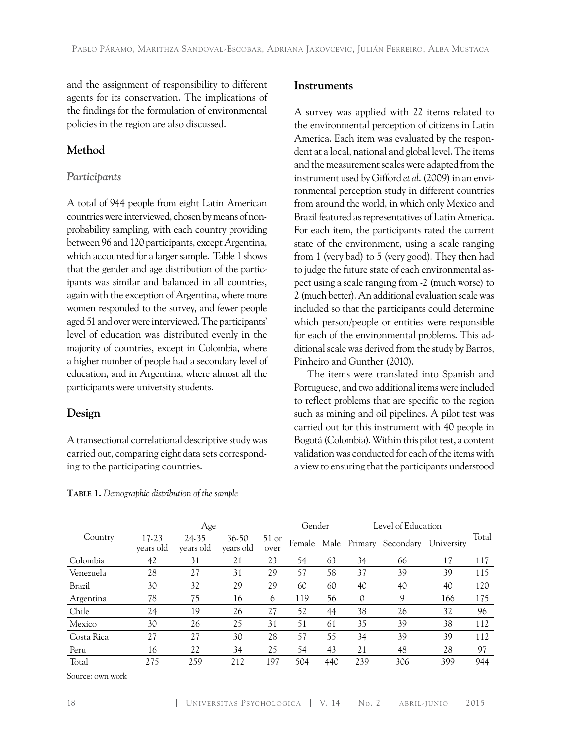and the assignment of responsibility to different agents for its conservation. The implications of the findings for the formulation of environmental policies in the region are also discussed.

## Method

### *Participants*

A total of 944 people from eight Latin American countries were interviewed, chosen by means of non-probability sampling, with each country providing between 96 and 120 participants, except Argentina, which accounted for a larger sample. Table 1 shows that the gender and age distribution of the participants was similar and balanced in all countries, again with the exception of Argentina, where more women responded to the survey, and fewer people aged 51 and over were interviewed. The participants' level of education was distributed evenly in the majority of countries, except in Colombia, where a higher number of people had a secondary level of education, and in Argentina, where almost all the participants were university students.

## Design

A transectional correlational descriptive study was carried out, comparing eight data sets corresponding to the participating countries.

## Instruments

A survey was applied with 22 items related to the environmental perception of citizens in Latin America. Each item was evaluated by the respondent at a local, national and global level. The items and the measurement scales were adapted from the instrument used by Gifford *et al*. (2009) in an environmental perception study in different countries from around the world, in which only Mexico and Brazil featured as representatives of Latin America. For each item, the participants rated the current state of the environment, using a scale ranging from 1 (very bad) to 5 (very good). They then had to judge the future state of each environmental aspect using a scale ranging from -2 (much worse) to 2 (much better). An additional evaluation scale was included so that the participants could determine which person/people or entities were responsible for each of the environmental problems. This additional scale was derived from the study by Barros, Pinheiro and Gunther (2010).

The items were translated into Spanish and Portuguese, and two additional items were included to reflect problems that are specific to the region such as mining and oil pipelines. A pilot test was carried out for this instrument with 40 people in Bogotá (Colombia). Within this pilot test, a content validation was conducted for each of the items with a view to ensuring that the participants understood

**Table 1.** *Demographic distribution of the sample*

| Country | Age | | | | Gender | | Level of Education | | | Total |
|---|---|---|---|---|---|---|---|---|---|---|
| | 17-23 years old | 24-35 years old | 36-50 years old | 51 or over | Female | Male | Primary | Secondary | University | |
| Colombia | 42 | 31 | 21 | 23 | 54 | 63 | 34 | 66 | 17 | 117 |
| Venezuela | 28 | 27 | 31 | 29 | 57 | 58 | 37 | 39 | 39 | 115 |
| Brazil | 30 | 32 | 29 | 29 | 60 | 60 | 40 | 40 | 40 | 120 |
| Argentina | 78 | 75 | 16 | 6 | 119 | 56 | 0 | 9 | 166 | 175 |
| Chile | 24 | 19 | 26 | 27 | 52 | 44 | 38 | 26 | 32 | 96 |
| Mexico | 30 | 26 | 25 | 31 | 51 | 61 | 35 | 39 | 38 | 112 |
| Costa Rica | 27 | 27 | 30 | 28 | 57 | 55 | 34 | 39 | 39 | 112 |
| Peru | 16 | 22 | 34 | 25 | 54 | 43 | 21 | 48 | 28 | 97 |
| Total | 275 | 259 | 212 | 197 | 504 | 440 | 239 | 306 | 399 | 944 |

Source: own work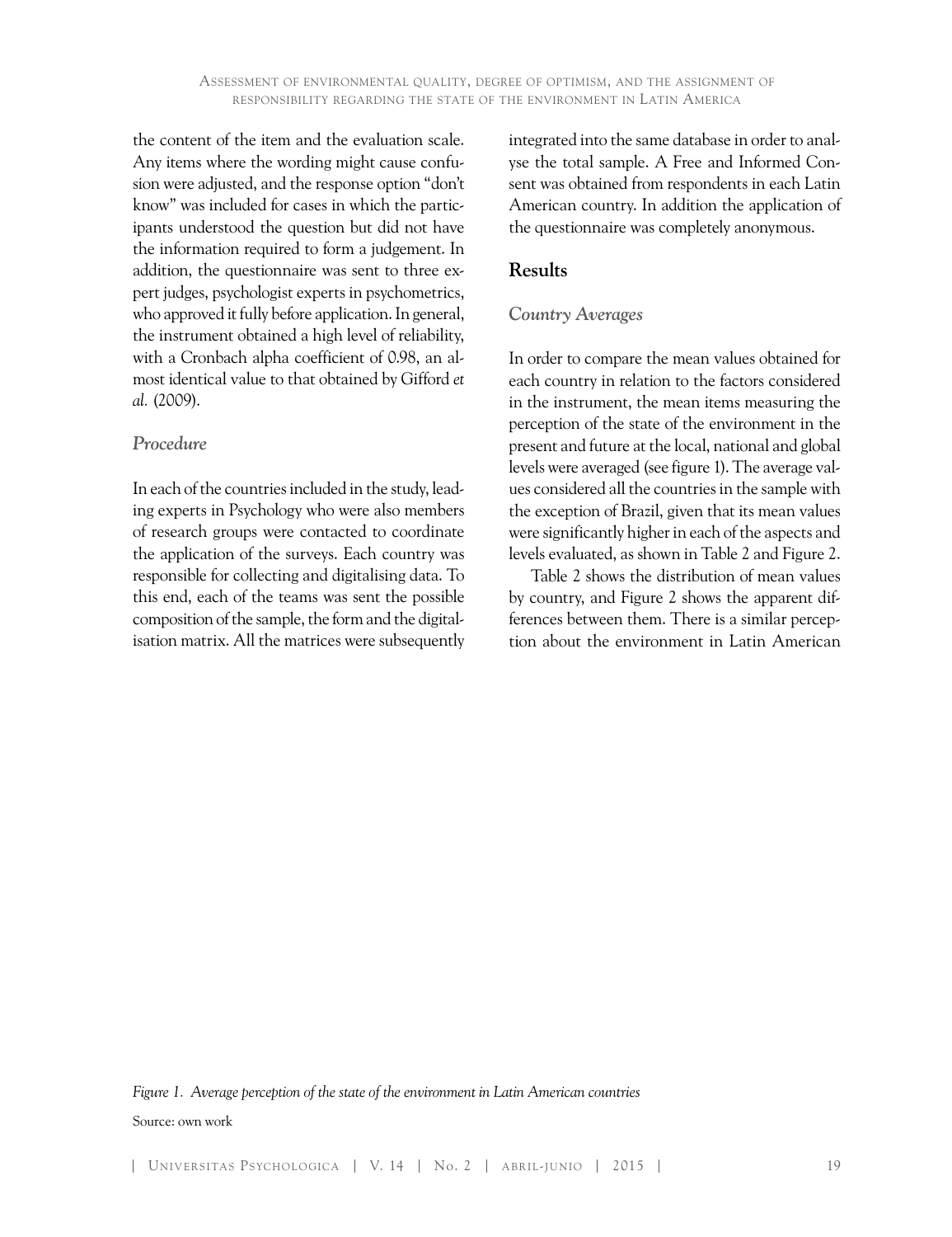the content of the item and the evaluation scale. Any items where the wording might cause confusion were adjusted, and the response option "don't know" was included for cases in which the participants understood the question but did not have the information required to form a judgement. In addition, the questionnaire was sent to three expert judges, psychologist experts in psychometrics, who approved it fully before application. In general, the instrument obtained a high level of reliability, with a Cronbach alpha coefficient of 0.98, an almost identical value to that obtained by Gifford *et al.* (2009).

### *Procedure*

In each of the countries included in the study, leading experts in Psychology who were also members of research groups were contacted to coordinate the application of the surveys. Each country was responsible for collecting and digitalising data. To this end, each of the teams was sent the possible composition of the sample, the form and the digitalisation matrix. All the matrices were subsequently integrated into the same database in order to analyse the total sample. A Free and Informed Consent was obtained from respondents in each Latin American country. In addition the application of the questionnaire was completely anonymous.

## Results

### *Country Averages*

In order to compare the mean values obtained for each country in relation to the factors considered in the instrument, the mean items measuring the perception of the state of the environment in the present and future at the local, national and global levels were averaged (see figure 1). The average values considered all the countries in the sample with the exception of Brazil, given that its mean values were significantly higher in each of the aspects and levels evaluated, as shown in Table 2 and Figure 2.

Table 2 shows the distribution of mean values by country, and Figure 2 shows the apparent differences between them. There is a similar perception about the environment in Latin American

*Figure 1. Average perception of the state of the environment in Latin American countries*

Source: own work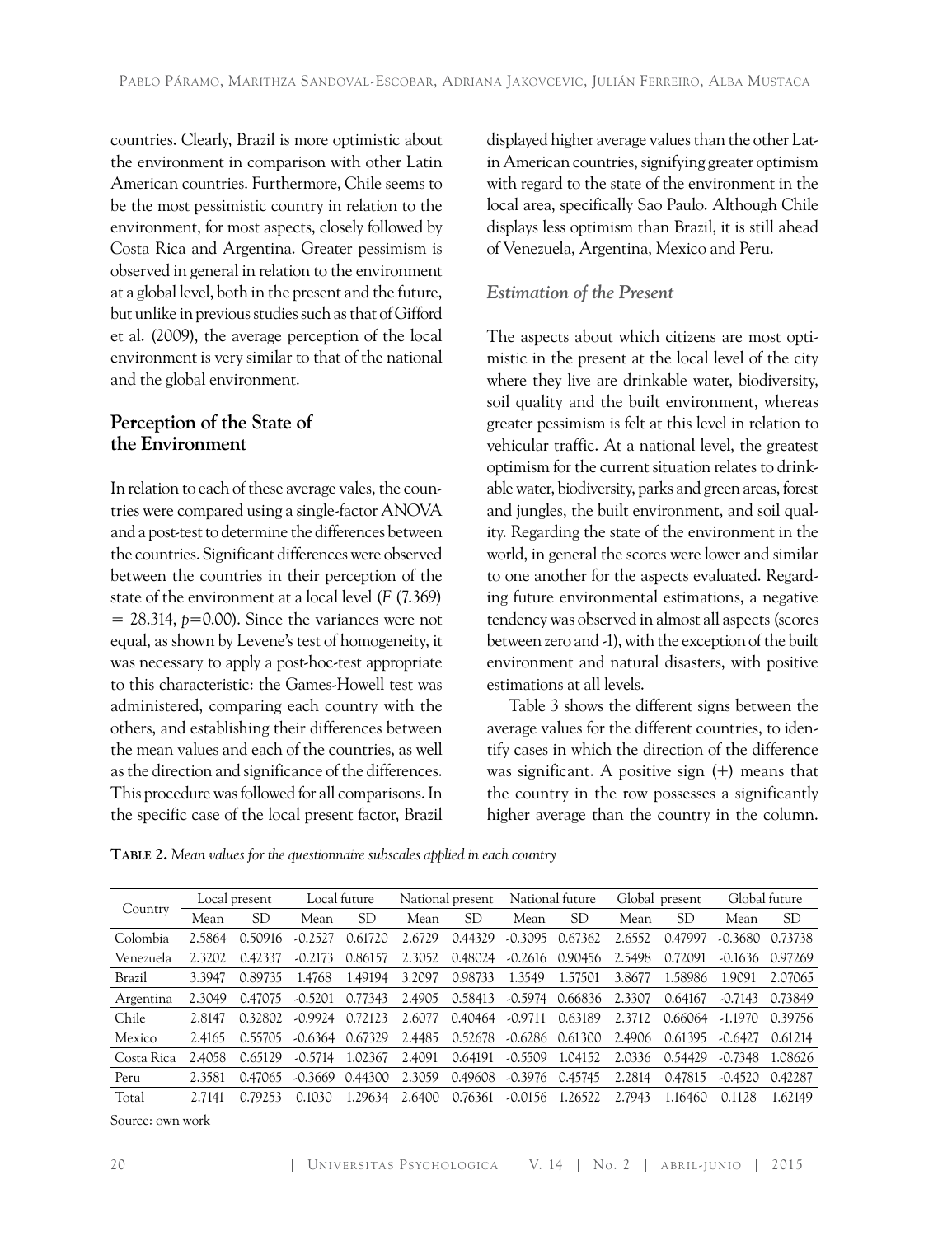countries. Clearly, Brazil is more optimistic about the environment in comparison with other Latin American countries. Furthermore, Chile seems to be the most pessimistic country in relation to the environment, for most aspects, closely followed by Costa Rica and Argentina. Greater pessimism is observed in general in relation to the environment at a global level, both in the present and the future, but unlike in previous studies such as that of Gifford et al. (2009), the average perception of the local environment is very similar to that of the national and the global environment.

## Perception of the State of the Environment

In relation to each of these average vales, the countries were compared using a single-factor ANOVA and a post-test to determine the differences between the countries. Significant differences were observed between the countries in their perception of the state of the environment at a local level ($F$ (7.369) $= 28.314$, $p=0.00$). Since the variances were not equal, as shown by Levene's test of homogeneity, it was necessary to apply a post-hoc-test appropriate to this characteristic: the Games-Howell test was administered, comparing each country with the others, and establishing their differences between the mean values and each of the countries, as well as the direction and significance of the differences. This procedure was followed for all comparisons. In the specific case of the local present factor, Brazil displayed higher average values than the other Latin American countries, signifying greater optimism with regard to the state of the environment in the local area, specifically Sao Paulo. Although Chile displays less optimism than Brazil, it is still ahead of Venezuela, Argentina, Mexico and Peru.

### *Estimation of the Present*

The aspects about which citizens are most optimistic in the present at the local level of the city where they live are drinkable water, biodiversity, soil quality and the built environment, whereas greater pessimism is felt at this level in relation to vehicular traffic. At a national level, the greatest optimism for the current situation relates to drinkable water, biodiversity, parks and green areas, forest and jungles, the built environment, and soil quality. Regarding the state of the environment in the world, in general the scores were lower and similar to one another for the aspects evaluated. Regarding future environmental estimations, a negative tendency was observed in almost all aspects (scores between zero and -1), with the exception of the built environment and natural disasters, with positive estimations at all levels.

Table 3 shows the different signs between the average values for the different countries, to identify cases in which the direction of the difference was significant. A positive sign (+) means that the country in the row possesses a significantly higher average than the country in the column.

**Table 2.** *Mean values for the questionnaire subscales applied in each country*

| Country | Local present | | Local future | | National present | | National future | | Global present | | Global future | |
|---|---|---|---|---|---|---|---|---|---|---|---|---|
| | Mean | SD | Mean | SD | Mean | SD | Mean | SD | Mean | SD | Mean | SD |
| Colombia | 2.5864 | 0.50916 | -0.2527 | 0.61720 | 2.6729 | 0.44329 | -0.3095 | 0.67362 | 2.6552 | 0.47997 | -0.3680 | 0.73738 |
| Venezuela | 2.3202 | 0.42337 | -0.2173 | 0.86157 | 2.3052 | 0.48024 | -0.2616 | 0.90456 | 2.5498 | 0.72091 | -0.1636 | 0.97269 |
| Brazil | 3.3947 | 0.89735 | 1.4768 | 1.49194 | 3.2097 | 0.98733 | 1.3549 | 1.57501 | 3.8677 | 1.58986 | 1.9091 | 2.07065 |
| Argentina | 2.3049 | 0.47075 | -0.5201 | 0.77343 | 2.4905 | 0.58413 | -0.5974 | 0.66836 | 2.3307 | 0.64167 | -0.7143 | 0.73849 |
| Chile | 2.8147 | 0.32802 | -0.9924 | 0.72123 | 2.6077 | 0.40464 | -0.9711 | 0.63189 | 2.3712 | 0.66064 | -1.1970 | 0.39756 |
| Mexico | 2.4165 | 0.55705 | -0.6364 | 0.67329 | 2.4485 | 0.52678 | -0.6286 | 0.61300 | 2.4906 | 0.61395 | -0.6427 | 0.61214 |
| Costa Rica | 2.4058 | 0.65129 | -0.5714 | 1.02367 | 2.4091 | 0.64191 | -0.5509 | 1.04152 | 2.0336 | 0.54429 | -0.7348 | 1.08626 |
| Peru | 2.3581 | 0.47065 | -0.3669 | 0.44300 | 2.3059 | 0.49608 | -0.3976 | 0.45745 | 2.2814 | 0.47815 | -0.4520 | 0.42287 |
| Total | 2.7141 | 0.79253 | 0.1030 | 1.29634 | 2.6400 | 0.76361 | -0.0156 | 1.26522 | 2.7943 | 1.16460 | 0.1128 | 1.62149 |

Source: own work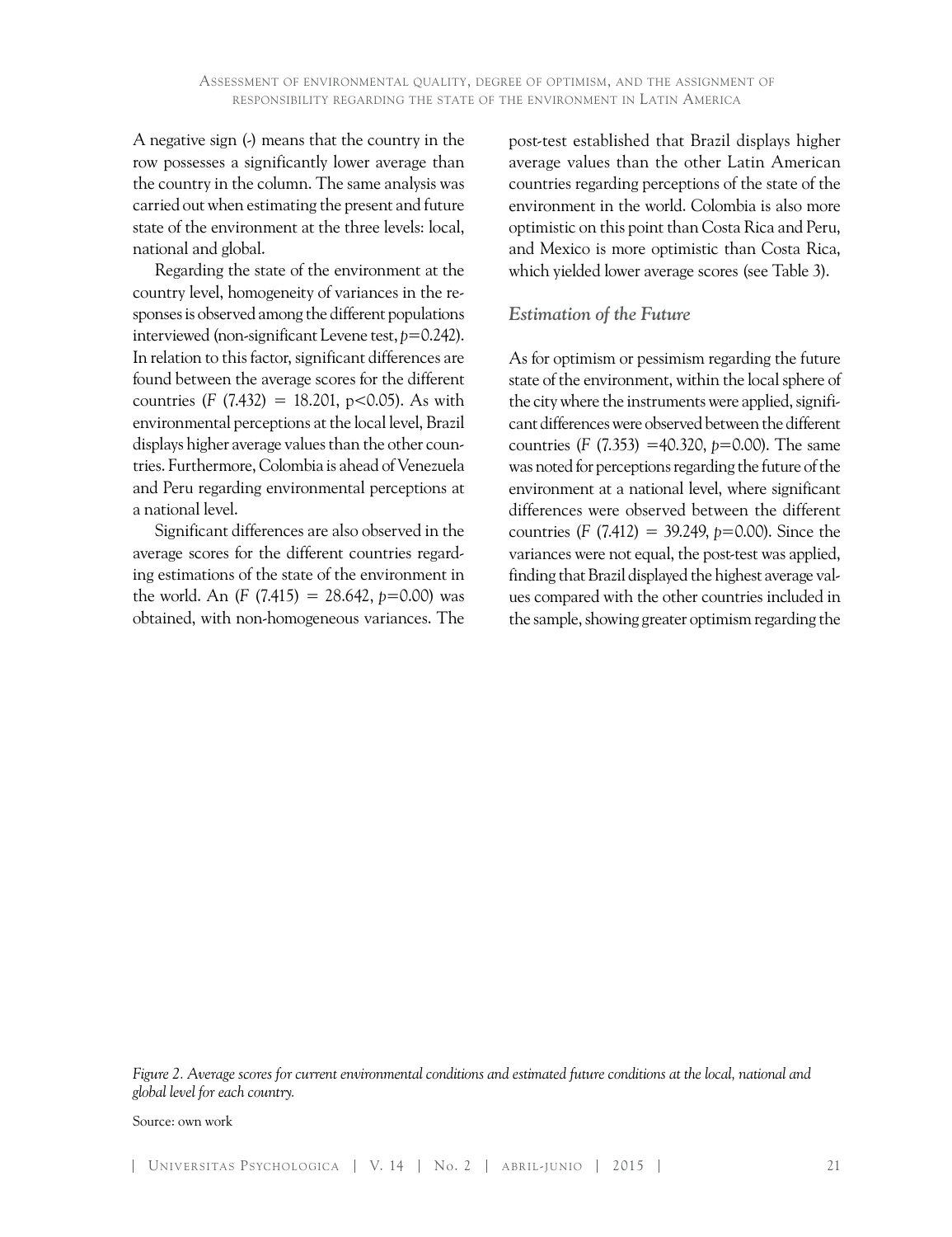A negative sign (-) means that the country in the row possesses a significantly lower average than the country in the column. The same analysis was carried out when estimating the present and future state of the environment at the three levels: local, national and global.

Regarding the state of the environment at the country level, homogeneity of variances in the responses is observed among the different populations interviewed (non-significant Levene test, $p=0.242$). In relation to this factor, significant differences are found between the average scores for the different countries ($F$ (7.432) = 18.201, $p<0.05$). As with environmental perceptions at the local level, Brazil displays higher average values than the other countries. Furthermore, Colombia is ahead of Venezuela and Peru regarding environmental perceptions at a national level.

Significant differences are also observed in the average scores for the different countries regarding estimations of the state of the environment in the world. An ($F$ (7.415) = 28.642, $p=0.00$) was obtained, with non-homogeneous variances. The post-test established that Brazil displays higher average values than the other Latin American countries regarding perceptions of the state of the environment in the world. Colombia is also more optimistic on this point than Costa Rica and Peru, and Mexico is more optimistic than Costa Rica, which yielded lower average scores (see Table 3).

### *Estimation of the Future*

As for optimism or pessimism regarding the future state of the environment, within the local sphere of the city where the instruments were applied, significant differences were observed between the different countries ($F$ (7.353) =40.320, $p=0.00$). The same was noted for perceptions regarding the future of the environment at a national level, where significant differences were observed between the different countries ($F$ (7.412) = 39.249, $p=0.00$). Since the variances were not equal, the post-test was applied, finding that Brazil displayed the highest average values compared with the other countries included in the sample, showing greater optimism regarding the

*Figure 2. Average scores for current environmental conditions and estimated future conditions at the local, national and global level for each country.*

Source: own work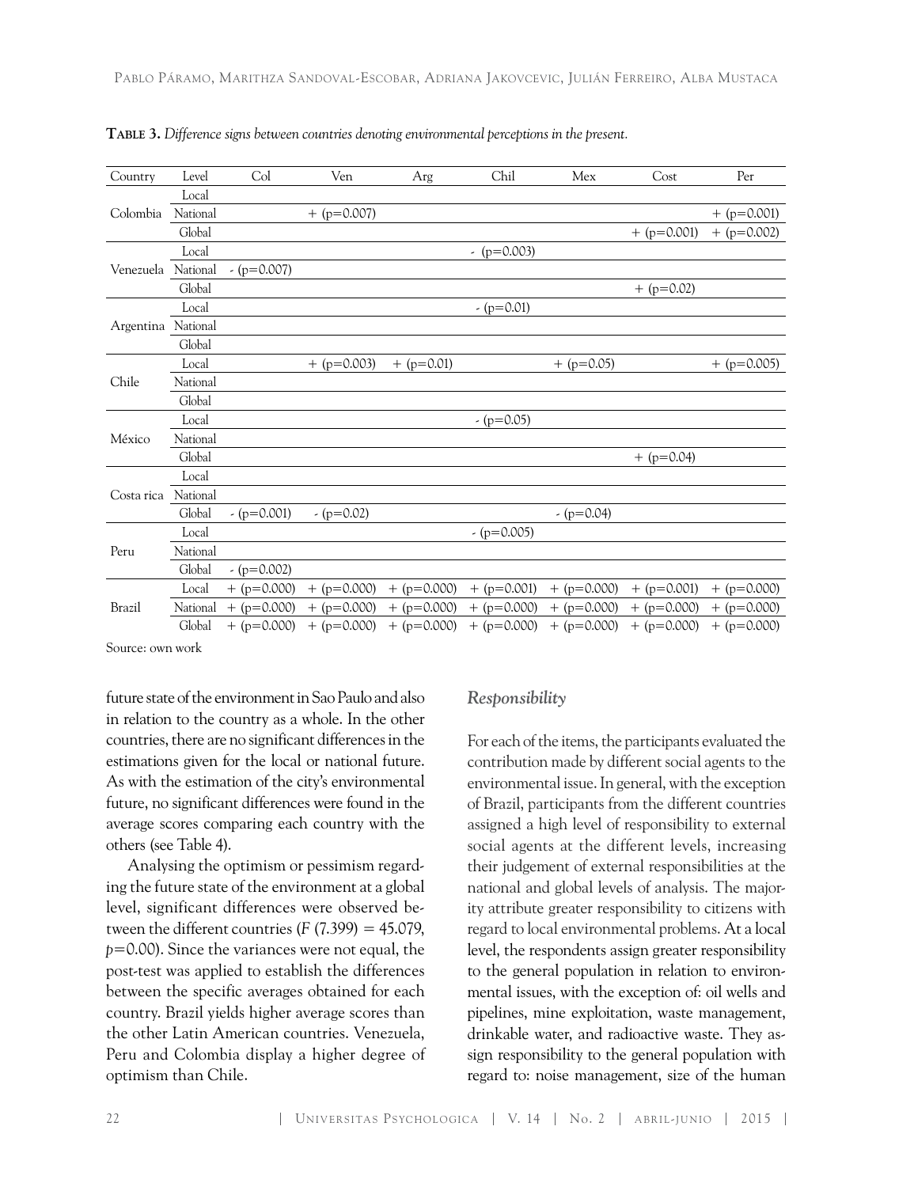**Table 3.** *Difference signs between countries denoting environmental perceptions in the present.*

| Country | Level | Col | Ven | Arg | Chil | Mex | Cost | Per |
|---|---|---|---|---|---|---|---|---|
| Colombia | Local | | | | | | | |
| | National | | + (p=0.007) | | | | | + (p=0.001) |
| | Global | | | | | | + (p=0.001) | + (p=0.002) |
| Venezuela | Local | | | | - (p=0.003) | | | |
| | National | - (p=0.007) | | | | | | |
| | Global | | | | | | + (p=0.02) | |
| Argentina | Local | | | | - (p=0.01) | | | |
| | National | | | | | | | |
| | Global | | | | | | | |
| Chile | Local | | + (p=0.003) | + (p=0.01) | | + (p=0.05) | | + (p=0.005) |
| | National | | | | | | | |
| | Global | | | | | | | |
| México | Local | | | | - (p=0.05) | | | |
| | National | | | | | | | |
| | Global | | | | | | + (p=0.04) | |
| Costa rica | Local | | | | | | | |
| | National | | | | | | | |
| | Global | - (p=0.001) | - (p=0.02) | | | - (p=0.04) | | |
| Peru | Local | | | | - (p=0.005) | | | |
| | National | | | | | | | |
| | Global | - (p=0.002) | | | | | | |
| Brazil | Local | + (p=0.000) | + (p=0.000) | + (p=0.000) | + (p=0.001) | + (p=0.000) | + (p=0.001) | + (p=0.000) |
| | National | + (p=0.000) | + (p=0.000) | + (p=0.000) | + (p=0.000) | + (p=0.000) | + (p=0.000) | + (p=0.000) |
| | Global | + (p=0.000) | + (p=0.000) | + (p=0.000) | + (p=0.000) | + (p=0.000) | + (p=0.000) | + (p=0.000) |

Source: own work

future state of the environment in Sao Paulo and also in relation to the country as a whole. In the other countries, there are no significant differences in the estimations given for the local or national future. As with the estimation of the city's environmental future, no significant differences were found in the average scores comparing each country with the others (see Table 4).

Analysing the optimism or pessimism regarding the future state of the environment at a global level, significant differences were observed between the different countries ($F$ (7.399) = 45.079, $p$=0.00). Since the variances were not equal, the post-test was applied to establish the differences between the specific averages obtained for each country. Brazil yields higher average scores than the other Latin American countries. Venezuela, Peru and Colombia display a higher degree of optimism than Chile.

### *Responsibility*

For each of the items, the participants evaluated the contribution made by different social agents to the environmental issue. In general, with the exception of Brazil, participants from the different countries assigned a high level of responsibility to external social agents at the different levels, increasing their judgement of external responsibilities at the national and global levels of analysis. The majority attribute greater responsibility to citizens with regard to local environmental problems. At a local level, the respondents assign greater responsibility to the general population in relation to environmental issues, with the exception of: oil wells and pipelines, mine exploitation, waste management, drinkable water, and radioactive waste. They assign responsibility to the general population with regard to: noise management, size of the human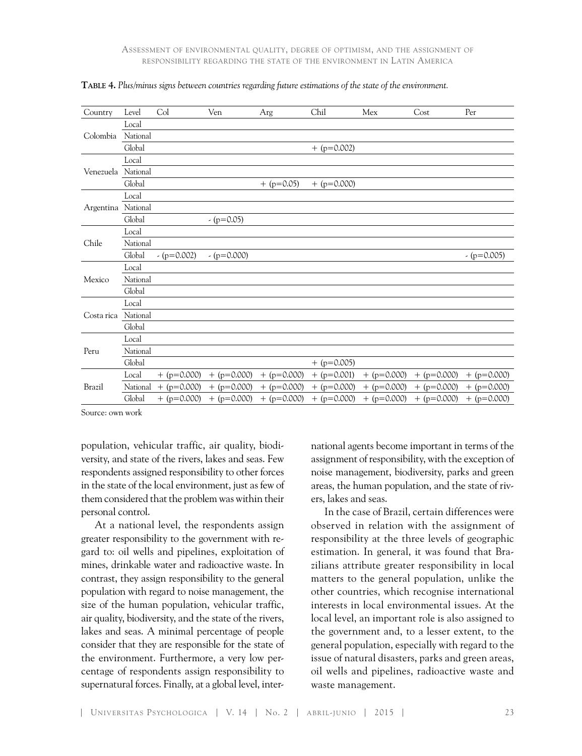**Table 4.** *Plus/minus signs between countries regarding future estimations of the state of the environment.*

| Country | Level | Col | Ven | Arg | Chil | Mex | Cost | Per |
|---|---|---|---|---|---|---|---|---|
| Colombia | Local | | | | | | | |
| | National | | | | | | | |
| | Global | | | | + (p=0.002) | | | |
| Venezuela | Local | | | | | | | |
| | National | | | | | | | |
| | Global | | | + (p=0.05) | + (p=0.000) | | | |
| Argentina | Local | | | | | | | |
| | National | | | | | | | |
| | Global | | - (p=0.05) | | | | | |
| Chile | Local | | | | | | | |
| | National | | | | | | | |
| | Global | - (p=0.002) | - (p=0.000) | | | | | - (p=0.005) |
| Mexico | Local | | | | | | | |
| | National | | | | | | | |
| | Global | | | | | | | |
| Costa rica | Local | | | | | | | |
| | National | | | | | | | |
| | Global | | | | | | | |
| Peru | Local | | | | | | | |
| | National | | | | | | | |
| | Global | | | | + (p=0.005) | | | |
| Brazil | Local | + (p=0.000) | + (p=0.000) | + (p=0.000) | + (p=0.001) | + (p=0.000) | + (p=0.000) | + (p=0.000) |
| | National | + (p=0.000) | + (p=0.000) | + (p=0.000) | + (p=0.000) | + (p=0.000) | + (p=0.000) | + (p=0.000) |
| | Global | + (p=0.000) | + (p=0.000) | + (p=0.000) | + (p=0.000) | + (p=0.000) | + (p=0.000) | + (p=0.000) |

Source: own work

population, vehicular traffic, air quality, biodiversity, and state of the rivers, lakes and seas. Few respondents assigned responsibility to other forces in the state of the local environment, just as few of them considered that the problem was within their personal control.

At a national level, the respondents assign greater responsibility to the government with regard to: oil wells and pipelines, exploitation of mines, drinkable water and radioactive waste. In contrast, they assign responsibility to the general population with regard to noise management, the size of the human population, vehicular traffic, air quality, biodiversity, and the state of the rivers, lakes and seas. A minimal percentage of people consider that they are responsible for the state of the environment. Furthermore, a very low percentage of respondents assign responsibility to supernatural forces. Finally, at a global level, international agents become important in terms of the assignment of responsibility, with the exception of noise management, biodiversity, parks and green areas, the human population, and the state of rivers, lakes and seas.

In the case of Brazil, certain differences were observed in relation with the assignment of responsibility at the three levels of geographic estimation. In general, it was found that Brazilians attribute greater responsibility in local matters to the general population, unlike the other countries, which recognise international interests in local environmental issues. At the local level, an important role is also assigned to the government and, to a lesser extent, to the general population, especially with regard to the issue of natural disasters, parks and green areas, oil wells and pipelines, radioactive waste and waste management.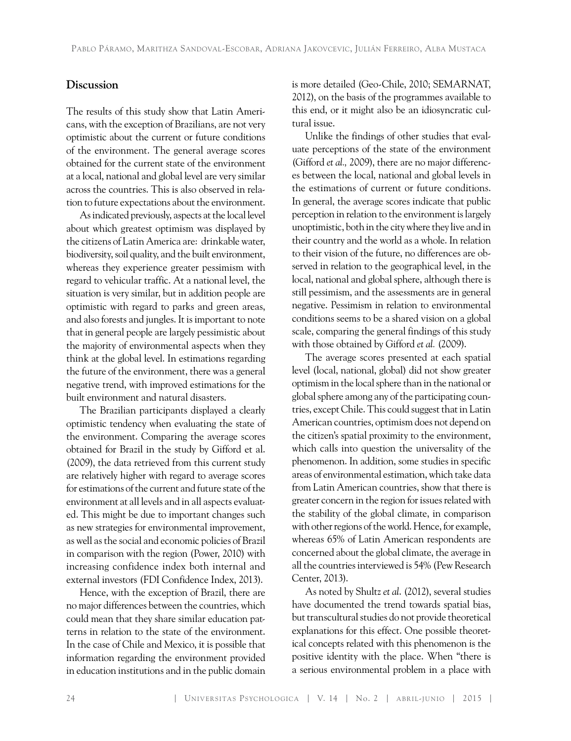## Discussion

The results of this study show that Latin Americans, with the exception of Brazilians, are not very optimistic about the current or future conditions of the environment. The general average scores obtained for the current state of the environment at a local, national and global level are very similar across the countries. This is also observed in relation to future expectations about the environment.

As indicated previously, aspects at the local level about which greatest optimism was displayed by the citizens of Latin America are: drinkable water, biodiversity, soil quality, and the built environment, whereas they experience greater pessimism with regard to vehicular traffic. At a national level, the situation is very similar, but in addition people are optimistic with regard to parks and green areas, and also forests and jungles. It is important to note that in general people are largely pessimistic about the majority of environmental aspects when they think at the global level. In estimations regarding the future of the environment, there was a general negative trend, with improved estimations for the built environment and natural disasters.

The Brazilian participants displayed a clearly optimistic tendency when evaluating the state of the environment. Comparing the average scores obtained for Brazil in the study by Gifford et al. (2009), the data retrieved from this current study are relatively higher with regard to average scores for estimations of the current and future state of the environment at all levels and in all aspects evaluated. This might be due to important changes such as new strategies for environmental improvement, as well as the social and economic policies of Brazil in comparison with the region (Power, 2010) with increasing confidence index both internal and external investors (FDI Confidence Index, 2013).

Hence, with the exception of Brazil, there are no major differences between the countries, which could mean that they share similar education patterns in relation to the state of the environment. In the case of Chile and Mexico, it is possible that information regarding the environment provided in education institutions and in the public domain is more detailed (Geo-Chile, 2010; SEMARNAT, 2012), on the basis of the programmes available to this end, or it might also be an idiosyncratic cultural issue.

Unlike the findings of other studies that evaluate perceptions of the state of the environment (Gifford *et al.,* 2009), there are no major differences between the local, national and global levels in the estimations of current or future conditions. In general, the average scores indicate that public perception in relation to the environment is largely unoptimistic, both in the city where they live and in their country and the world as a whole. In relation to their vision of the future, no differences are observed in relation to the geographical level, in the local, national and global sphere, although there is still pessimism, and the assessments are in general negative. Pessimism in relation to environmental conditions seems to be a shared vision on a global scale, comparing the general findings of this study with those obtained by Gifford *et al.* (2009).

The average scores presented at each spatial level (local, national, global) did not show greater optimism in the local sphere than in the national or global sphere among any of the participating countries, except Chile. This could suggest that in Latin American countries, optimism does not depend on the citizen's spatial proximity to the environment, which calls into question the universality of the phenomenon. In addition, some studies in specific areas of environmental estimation, which take data from Latin American countries, show that there is greater concern in the region for issues related with the stability of the global climate, in comparison with other regions of the world. Hence, for example, whereas 65% of Latin American respondents are concerned about the global climate, the average in all the countries interviewed is 54% (Pew Research Center, 2013).

As noted by Shultz *et al.* (2012), several studies have documented the trend towards spatial bias, but transcultural studies do not provide theoretical explanations for this effect. One possible theoretical concepts related with this phenomenon is the positive identity with the place. When "there is a serious environmental problem in a place with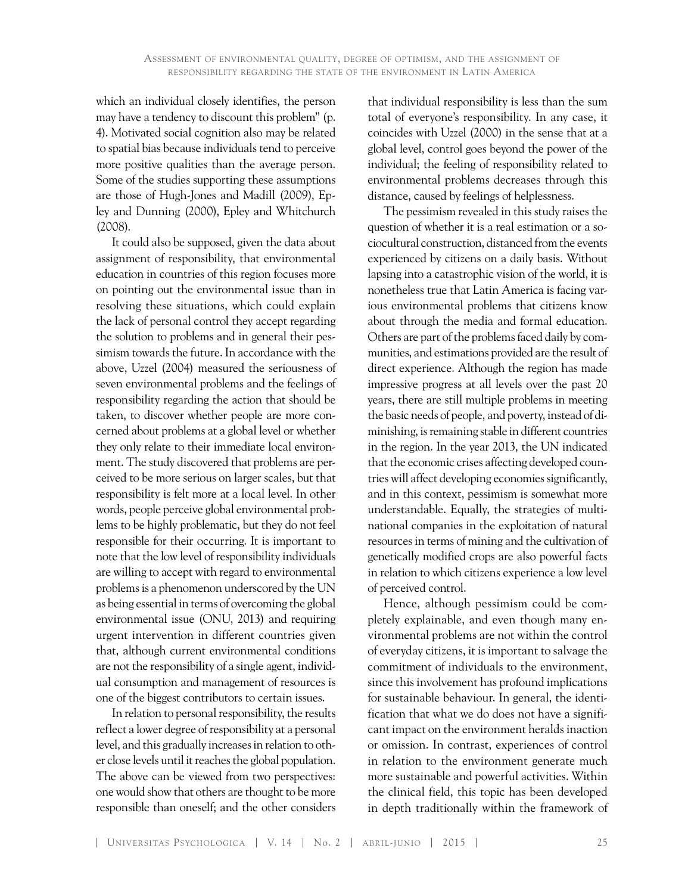which an individual closely identifies, the person may have a tendency to discount this problem" (p. 4). Motivated social cognition also may be related to spatial bias because individuals tend to perceive more positive qualities than the average person. Some of the studies supporting these assumptions are those of Hugh-Jones and Madill (2009), Epley and Dunning (2000), Epley and Whitchurch (2008).

It could also be supposed, given the data about assignment of responsibility, that environmental education in countries of this region focuses more on pointing out the environmental issue than in resolving these situations, which could explain the lack of personal control they accept regarding the solution to problems and in general their pessimism towards the future. In accordance with the above, Uzzel (2004) measured the seriousness of seven environmental problems and the feelings of responsibility regarding the action that should be taken, to discover whether people are more concerned about problems at a global level or whether they only relate to their immediate local environment. The study discovered that problems are perceived to be more serious on larger scales, but that responsibility is felt more at a local level. In other words, people perceive global environmental problems to be highly problematic, but they do not feel responsible for their occurring. It is important to note that the low level of responsibility individuals are willing to accept with regard to environmental problems is a phenomenon underscored by the UN as being essential in terms of overcoming the global environmental issue (ONU, 2013) and requiring urgent intervention in different countries given that, although current environmental conditions are not the responsibility of a single agent, individual consumption and management of resources is one of the biggest contributors to certain issues.

In relation to personal responsibility, the results reflect a lower degree of responsibility at a personal level, and this gradually increases in relation to other close levels until it reaches the global population. The above can be viewed from two perspectives: one would show that others are thought to be more responsible than oneself; and the other considers that individual responsibility is less than the sum total of everyone's responsibility. In any case, it coincides with Uzzel (2000) in the sense that at a global level, control goes beyond the power of the individual; the feeling of responsibility related to environmental problems decreases through this distance, caused by feelings of helplessness.

The pessimism revealed in this study raises the question of whether it is a real estimation or a sociocultural construction, distanced from the events experienced by citizens on a daily basis. Without lapsing into a catastrophic vision of the world, it is nonetheless true that Latin America is facing various environmental problems that citizens know about through the media and formal education. Others are part of the problems faced daily by communities, and estimations provided are the result of direct experience. Although the region has made impressive progress at all levels over the past 20 years, there are still multiple problems in meeting the basic needs of people, and poverty, instead of diminishing, is remaining stable in different countries in the region. In the year 2013, the UN indicated that the economic crises affecting developed countries will affect developing economies significantly, and in this context, pessimism is somewhat more understandable. Equally, the strategies of multinational companies in the exploitation of natural resources in terms of mining and the cultivation of genetically modified crops are also powerful facts in relation to which citizens experience a low level of perceived control.

Hence, although pessimism could be completely explainable, and even though many environmental problems are not within the control of everyday citizens, it is important to salvage the commitment of individuals to the environment, since this involvement has profound implications for sustainable behaviour. In general, the identification that what we do does not have a significant impact on the environment heralds inaction or omission. In contrast, experiences of control in relation to the environment generate much more sustainable and powerful activities. Within the clinical field, this topic has been developed in depth traditionally within the framework of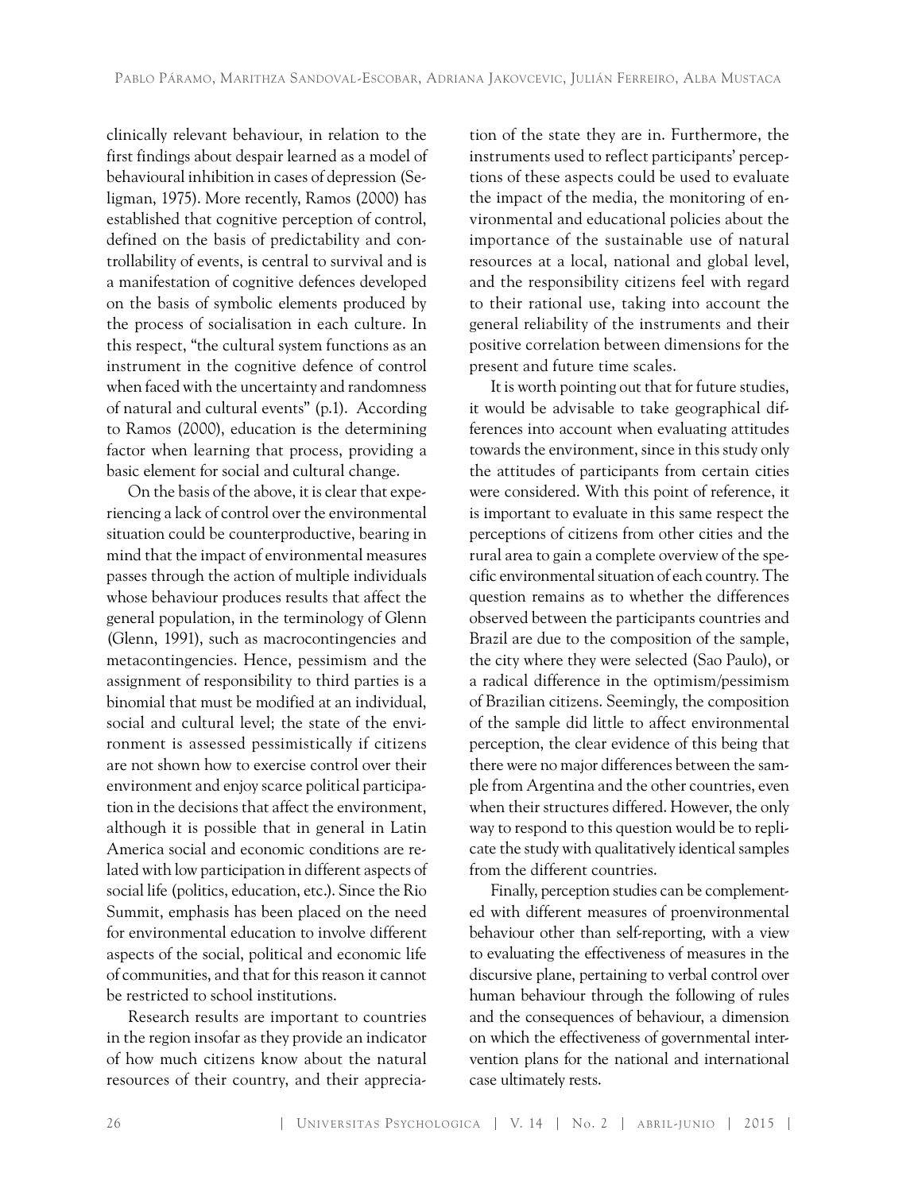clinically relevant behaviour, in relation to the first findings about despair learned as a model of behavioural inhibition in cases of depression (Seligman, 1975). More recently, Ramos (2000) has established that cognitive perception of control, defined on the basis of predictability and controllability of events, is central to survival and is a manifestation of cognitive defences developed on the basis of symbolic elements produced by the process of socialisation in each culture. In this respect, "the cultural system functions as an instrument in the cognitive defence of control when faced with the uncertainty and randomness of natural and cultural events" (p.1). According to Ramos (2000), education is the determining factor when learning that process, providing a basic element for social and cultural change.

On the basis of the above, it is clear that experiencing a lack of control over the environmental situation could be counterproductive, bearing in mind that the impact of environmental measures passes through the action of multiple individuals whose behaviour produces results that affect the general population, in the terminology of Glenn (Glenn, 1991), such as macrocontingencies and metacontingencies. Hence, pessimism and the assignment of responsibility to third parties is a binomial that must be modified at an individual, social and cultural level; the state of the environment is assessed pessimistically if citizens are not shown how to exercise control over their environment and enjoy scarce political participation in the decisions that affect the environment, although it is possible that in general in Latin America social and economic conditions are related with low participation in different aspects of social life (politics, education, etc.). Since the Rio Summit, emphasis has been placed on the need for environmental education to involve different aspects of the social, political and economic life of communities, and that for this reason it cannot be restricted to school institutions.

Research results are important to countries in the region insofar as they provide an indicator of how much citizens know about the natural resources of their country, and their appreciation of the state they are in. Furthermore, the instruments used to reflect participants' perceptions of these aspects could be used to evaluate the impact of the media, the monitoring of environmental and educational policies about the importance of the sustainable use of natural resources at a local, national and global level, and the responsibility citizens feel with regard to their rational use, taking into account the general reliability of the instruments and their positive correlation between dimensions for the present and future time scales.

It is worth pointing out that for future studies, it would be advisable to take geographical differences into account when evaluating attitudes towards the environment, since in this study only the attitudes of participants from certain cities were considered. With this point of reference, it is important to evaluate in this same respect the perceptions of citizens from other cities and the rural area to gain a complete overview of the specific environmental situation of each country. The question remains as to whether the differences observed between the participants countries and Brazil are due to the composition of the sample, the city where they were selected (Sao Paulo), or a radical difference in the optimism/pessimism of Brazilian citizens. Seemingly, the composition of the sample did little to affect environmental perception, the clear evidence of this being that there were no major differences between the sample from Argentina and the other countries, even when their structures differed. However, the only way to respond to this question would be to replicate the study with qualitatively identical samples from the different countries.

Finally, perception studies can be complemented with different measures of proenvironmental behaviour other than self-reporting, with a view to evaluating the effectiveness of measures in the discursive plane, pertaining to verbal control over human behaviour through the following of rules and the consequences of behaviour, a dimension on which the effectiveness of governmental intervention plans for the national and international case ultimately rests.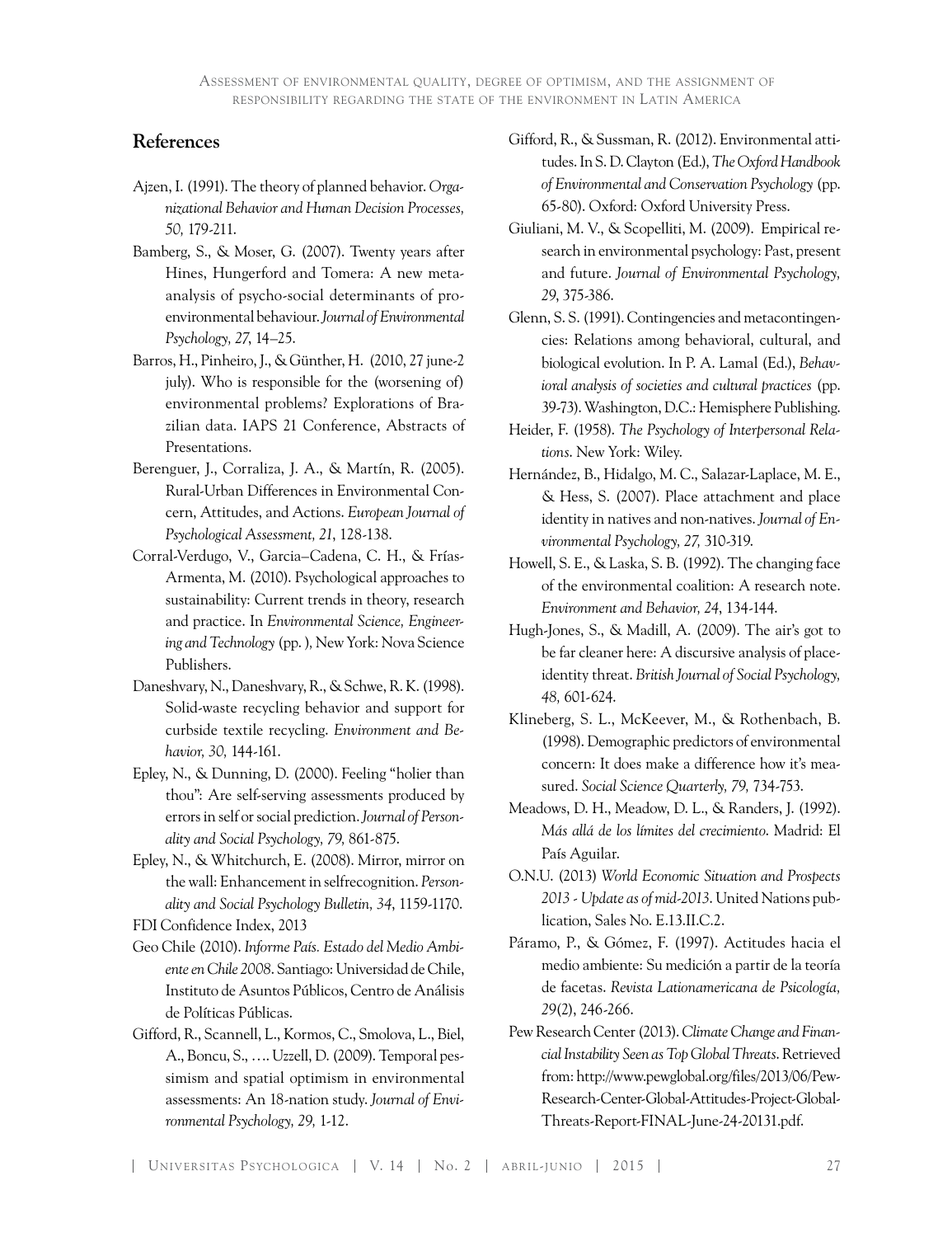## References

Ajzen, I. (1991). The theory of planned behavior. *Organizational Behavior and Human Decision Processes, 50,* 179-211.

Bamberg, S., & Moser, G. (2007). Twenty years after Hines, Hungerford and Tomera: A new meta-analysis of psycho-social determinants of pro-environmental behaviour. *Journal of Environmental Psychology, 27*, 14–25.

Barros, H., Pinheiro, J., & Günther, H. (2010, 27 june-2 july). Who is responsible for the (worsening of) environmental problems? Explorations of Brazilian data. IAPS 21 Conference, Abstracts of Presentations.

Berenguer, J., Corraliza, J. A., & Martín, R. (2005). Rural-Urban Differences in Environmental Concern, Attitudes, and Actions. *European Journal of Psychological Assessment, 21*, 128-138.

Corral-Verdugo, V., Garcia–Cadena, C. H., & Frías-Armenta, M. (2010). Psychological approaches to sustainability: Current trends in theory, research and practice. In *Environmental Science, Engineering and Technology* (pp. ), New York: Nova Science Publishers.

Daneshvary, N., Daneshvary, R., & Schwe, R. K. (1998). Solid-waste recycling behavior and support for curbside textile recycling. *Environment and Behavior, 30,* 144-161.

Epley, N., & Dunning, D. (2000). Feeling "holier than thou": Are self-serving assessments produced by errors in self or social prediction. *Journal of Personality and Social Psychology, 79,* 861-875.

Epley, N., & Whitchurch, E. (2008). Mirror, mirror on the wall: Enhancement in selfrecognition. *Personality and Social Psychology Bulletin, 34*, 1159-1170.

FDI Confidence Index, 2013

Geo Chile (2010). *Informe País. Estado del Medio Ambiente en Chile 2008*. Santiago: Universidad de Chile, Instituto de Asuntos Públicos, Centro de Análisis de Políticas Públicas.

Gifford, R., Scannell, L., Kormos, C., Smolova, L., Biel, A., Boncu, S., …. Uzzell, D. (2009). Temporal pessimism and spatial optimism in environmental assessments: An 18-nation study. *Journal of Environmental Psychology, 29,* 1-12.

Gifford, R., & Sussman, R. (2012). Environmental attitudes. In S. D. Clayton (Ed.), *The Oxford Handbook of Environmental and Conservation Psychology* (pp. 65-80). Oxford: Oxford University Press.

Giuliani, M. V., & Scopelliti, M. (2009). Empirical research in environmental psychology: Past, present and future. *Journal of Environmental Psychology, 29*, 375-386.

Glenn, S. S. (1991). Contingencies and metacontingencies: Relations among behavioral, cultural, and biological evolution. In P. A. Lamal (Ed.), *Behavioral analysis of societies and cultural practices* (pp. 39-73). Washington, D.C.: Hemisphere Publishing.

Heider, F. (1958). *The Psychology of Interpersonal Relations*. New York: Wiley.

Hernández, B., Hidalgo, M. C., Salazar-Laplace, M. E., & Hess, S. (2007). Place attachment and place identity in natives and non-natives. *Journal of Environmental Psychology, 27,* 310-319.

Howell, S. E., & Laska, S. B. (1992). The changing face of the environmental coalition: A research note. *Environment and Behavior, 24*, 134-144.

Hugh-Jones, S., & Madill, A. (2009). The air's got to be far cleaner here: A discursive analysis of place-identity threat. *British Journal of Social Psychology, 48,* 601-624.

Klineberg, S. L., McKeever, M., & Rothenbach, B. (1998). Demographic predictors of environmental concern: It does make a difference how it's measured. *Social Science Quarterly, 79,* 734-753.

Meadows, D. H., Meadow, D. L., & Randers, J. (1992). *Más allá de los límites del crecimiento*. Madrid: El País Aguilar.

O.N.U. (2013) *World Economic Situation and Prospects 2013 - Update as of mid-2013*. United Nations publication, Sales No. E.13.II.C.2.

Páramo, P., & Gómez, F. (1997). Actitudes hacia el medio ambiente: Su medición a partir de la teoría de facetas. *Revista Lationamericana de Psicología, 29*(2), 246-266.

Pew Research Center (2013). *Climate Change and Financial Instability Seen as Top Global Threats*. Retrieved from: http://www.pewglobal.org/files/2013/06/Pew-Research-Center-Global-Attitudes-Project-Global-Threats-Report-FINAL-June-24-20131.pdf.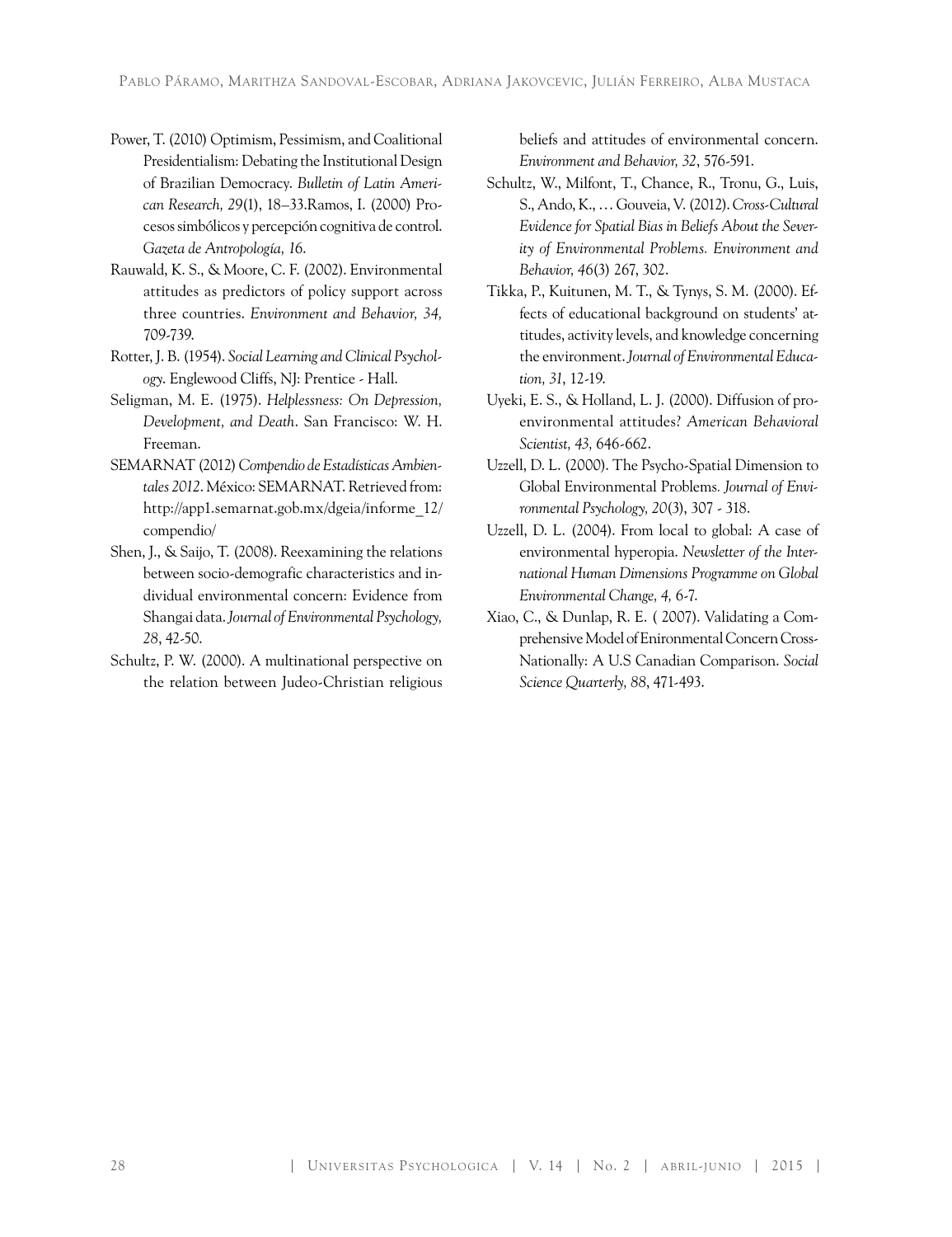Power, T. (2010) Optimism, Pessimism, and Coalitional Presidentialism: Debating the Institutional Design of Brazilian Democracy. *Bulletin of Latin American Research, 29*(1), 18–33.Ramos, I. (2000) Procesos simbólicos y percepción cognitiva de control. *Gazeta de Antropología, 16*.

Rauwald, K. S., & Moore, C. F. (2002). Environmental attitudes as predictors of policy support across three countries. *Environment and Behavior, 34,* 709-739.

Rotter, J. B. (1954). *Social Learning and Clinical Psychology*. Englewood Cliffs, NJ: Prentice - Hall.

Seligman, M. E. (1975). *Helplessness: On Depression, Development, and Death*. San Francisco: W. H. Freeman.

SEMARNAT (2012) *Compendio de Estadísticas Ambientales 2012*. México: SEMARNAT. Retrieved from: http://app1.semarnat.gob.mx/dgeia/informe_12/compendio/

Shen, J., & Saijo, T. (2008). Reexamining the relations between socio-demografic characteristics and individual environmental concern: Evidence from Shangai data. *Journal of Environmental Psychology, 28*, 42-50.

Schultz, P. W. (2000). A multinational perspective on the relation between Judeo-Christian religious beliefs and attitudes of environmental concern. *Environment and Behavior, 32*, 576-591.

Schultz, W., Milfont, T., Chance, R., Tronu, G., Luis, S., Ando, K., … Gouveia, V. (2012). *Cross-Cultural Evidence for Spatial Bias in Beliefs About the Severity of Environmental Problems. Environment and Behavior, 46*(3) 267, 302.

Tikka, P., Kuitunen, M. T., & Tynys, S. M. (2000). Effects of educational background on students' attitudes, activity levels, and knowledge concerning the environment. *Journal of Environmental Education, 31*, 12-19.

Uyeki, E. S., & Holland, L. J. (2000). Diffusion of pro-environmental attitudes? *American Behavioral Scientist, 43,* 646-662.

Uzzell, D. L. (2000). The Psycho-Spatial Dimension to Global Environmental Problems*. Journal of Environmental Psychology, 20*(3), 307 - 318.

Uzzell, D. L. (2004). From local to global: A case of environmental hyperopia. *Newsletter of the International Human Dimensions Programme on Global Environmental Change, 4,* 6-7.

Xiao, C., & Dunlap, R. E. ( 2007). Validating a Comprehensive Model of Enironmental Concern Cross-Nationally: A U.S Canadian Comparison. *Social Science Quarterly, 88*, 471-493.